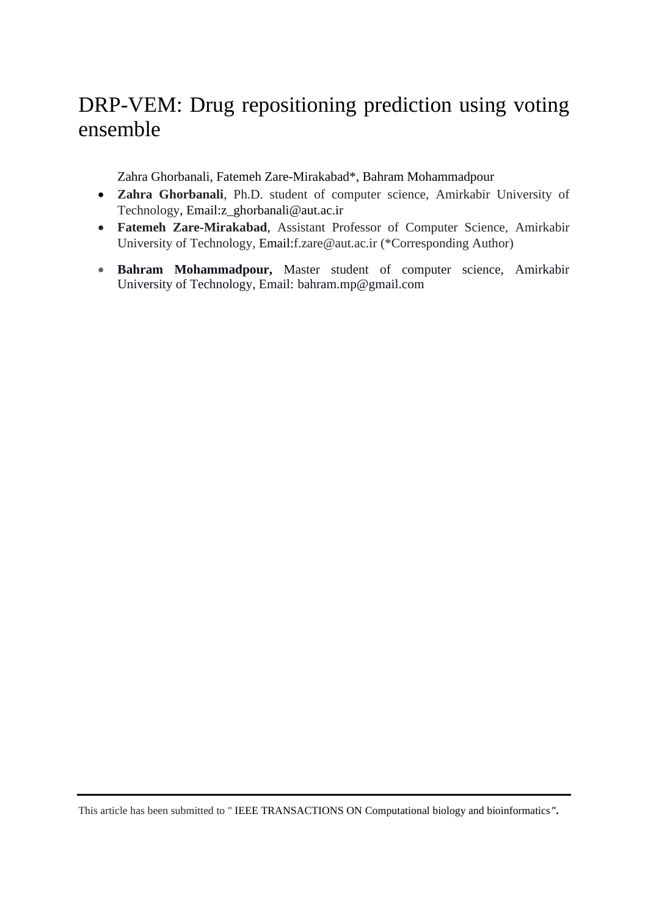# DRP-VEM: Drug repositioning prediction using voting ensemble

Zahra Ghorbanali, Fatemeh Zare-Mirakabad*, Bahram Mohammadpour

- **Zahra Ghorbanali**, Ph.D. student of computer science, Amirkabir University of Technology, Email:z_ghorbanali@aut.ac.ir
- **Fatemeh Zare-Mirakabad**, Assistant Professor of Computer Science, Amirkabir University of Technology, Email:f.zare@aut.ac.ir (*Corresponding Author)
- **Bahram Mohammadpour,** Master student of computer science, Amirkabir University of Technology, Email: bahram.mp@gmail.com

---

This article has been submitted to " IEEE TRANSACTIONS ON Computational biology and bioinformatics".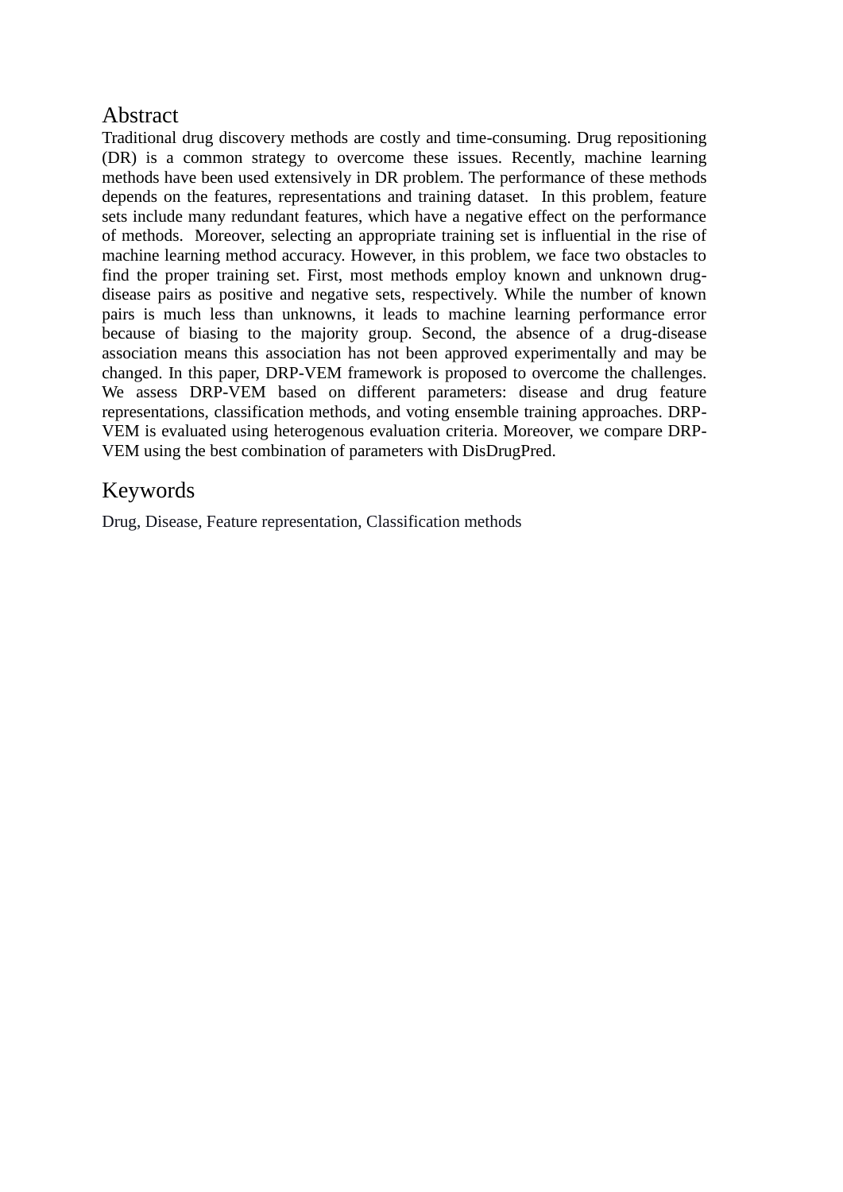## Abstract

Traditional drug discovery methods are costly and time-consuming. Drug repositioning (DR) is a common strategy to overcome these issues. Recently, machine learning methods have been used extensively in DR problem. The performance of these methods depends on the features, representations and training dataset. In this problem, feature sets include many redundant features, which have a negative effect on the performance of methods. Moreover, selecting an appropriate training set is influential in the rise of machine learning method accuracy. However, in this problem, we face two obstacles to find the proper training set. First, most methods employ known and unknown drug-disease pairs as positive and negative sets, respectively. While the number of known pairs is much less than unknowns, it leads to machine learning performance error because of biasing to the majority group. Second, the absence of a drug-disease association means this association has not been approved experimentally and may be changed. In this paper, DRP-VEM framework is proposed to overcome the challenges. We assess DRP-VEM based on different parameters: disease and drug feature representations, classification methods, and voting ensemble training approaches. DRP-VEM is evaluated using heterogenous evaluation criteria. Moreover, we compare DRP-VEM using the best combination of parameters with DisDrugPred.

## Keywords

Drug, Disease, Feature representation, Classification methods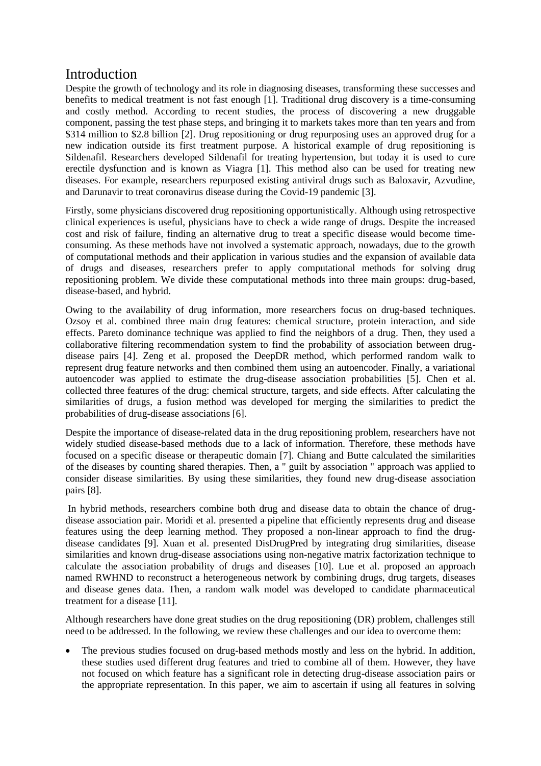# Introduction

Despite the growth of technology and its role in diagnosing diseases, transforming these successes and benefits to medical treatment is not fast enough [1]. Traditional drug discovery is a time-consuming and costly method. According to recent studies, the process of discovering a new druggable component, passing the test phase steps, and bringing it to markets takes more than ten years and from $314 million to $2.8 billion [2]. Drug repositioning or drug repurposing uses an approved drug for a new indication outside its first treatment purpose. A historical example of drug repositioning is Sildenafil. Researchers developed Sildenafil for treating hypertension, but today it is used to cure erectile dysfunction and is known as Viagra [1]. This method also can be used for treating new diseases. For example, researchers repurposed existing antiviral drugs such as Baloxavir, Azvudine, and Darunavir to treat coronavirus disease during the Covid-19 pandemic [3].

Firstly, some physicians discovered drug repositioning opportunistically. Although using retrospective clinical experiences is useful, physicians have to check a wide range of drugs. Despite the increased cost and risk of failure, finding an alternative drug to treat a specific disease would become time-consuming. As these methods have not involved a systematic approach, nowadays, due to the growth of computational methods and their application in various studies and the expansion of available data of drugs and diseases, researchers prefer to apply computational methods for solving drug repositioning problem. We divide these computational methods into three main groups: drug-based, disease-based, and hybrid.

Owing to the availability of drug information, more researchers focus on drug-based techniques. Ozsoy et al. combined three main drug features: chemical structure, protein interaction, and side effects. Pareto dominance technique was applied to find the neighbors of a drug. Then, they used a collaborative filtering recommendation system to find the probability of association between drug-disease pairs [4]. Zeng et al. proposed the DeepDR method, which performed random walk to represent drug feature networks and then combined them using an autoencoder. Finally, a variational autoencoder was applied to estimate the drug-disease association probabilities [5]. Chen et al. collected three features of the drug: chemical structure, targets, and side effects. After calculating the similarities of drugs, a fusion method was developed for merging the similarities to predict the probabilities of drug-disease associations [6].

Despite the importance of disease-related data in the drug repositioning problem, researchers have not widely studied disease-based methods due to a lack of information. Therefore, these methods have focused on a specific disease or therapeutic domain [7]. Chiang and Butte calculated the similarities of the diseases by counting shared therapies. Then, a " guilt by association " approach was applied to consider disease similarities. By using these similarities, they found new drug-disease association pairs [8].

In hybrid methods, researchers combine both drug and disease data to obtain the chance of drug-disease association pair. Moridi et al. presented a pipeline that efficiently represents drug and disease features using the deep learning method. They proposed a non-linear approach to find the drug-disease candidates [9]. Xuan et al. presented DisDrugPred by integrating drug similarities, disease similarities and known drug-disease associations using non-negative matrix factorization technique to calculate the association probability of drugs and diseases [10]. Lue et al. proposed an approach named RWHND to reconstruct a heterogeneous network by combining drugs, drug targets, diseases and disease genes data. Then, a random walk model was developed to candidate pharmaceutical treatment for a disease [11].

Although researchers have done great studies on the drug repositioning (DR) problem, challenges still need to be addressed. In the following, we review these challenges and our idea to overcome them:

- The previous studies focused on drug-based methods mostly and less on the hybrid. In addition, these studies used different drug features and tried to combine all of them. However, they have not focused on which feature has a significant role in detecting drug-disease association pairs or the appropriate representation. In this paper, we aim to ascertain if using all features in solving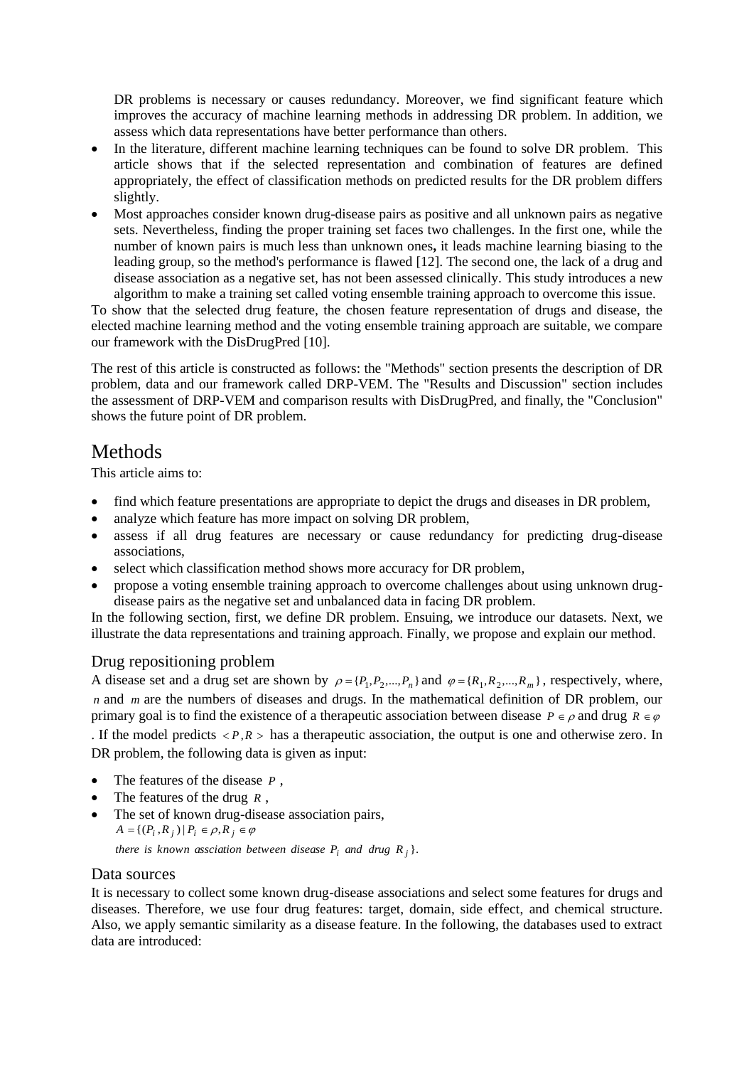DR problems is necessary or causes redundancy. Moreover, we find significant feature which improves the accuracy of machine learning methods in addressing DR problem. In addition, we assess which data representations have better performance than others.

- In the literature, different machine learning techniques can be found to solve DR problem. This article shows that if the selected representation and combination of features are defined appropriately, the effect of classification methods on predicted results for the DR problem differs slightly.
- Most approaches consider known drug-disease pairs as positive and all unknown pairs as negative sets. Nevertheless, finding the proper training set faces two challenges. In the first one, while the number of known pairs is much less than unknown ones**,** it leads machine learning biasing to the leading group, so the method's performance is flawed [12]. The second one, the lack of a drug and disease association as a negative set, has not been assessed clinically. This study introduces a new algorithm to make a training set called voting ensemble training approach to overcome this issue.

To show that the selected drug feature, the chosen feature representation of drugs and disease, the elected machine learning method and the voting ensemble training approach are suitable, we compare our framework with the DisDrugPred [10].

The rest of this article is constructed as follows: the "Methods" section presents the description of DR problem, data and our framework called DRP-VEM. The "Results and Discussion" section includes the assessment of DRP-VEM and comparison results with DisDrugPred, and finally, the "Conclusion" shows the future point of DR problem.

# Methods

This article aims to:

- find which feature presentations are appropriate to depict the drugs and diseases in DR problem,
- analyze which feature has more impact on solving DR problem,
- assess if all drug features are necessary or cause redundancy for predicting drug-disease associations,
- select which classification method shows more accuracy for DR problem,
- propose a voting ensemble training approach to overcome challenges about using unknown drug-disease pairs as the negative set and unbalanced data in facing DR problem.

In the following section, first, we define DR problem. Ensuing, we introduce our datasets. Next, we illustrate the data representations and training approach. Finally, we propose and explain our method.

## Drug repositioning problem

A disease set and a drug set are shown by $\rho = \{P_1, P_2, ..., P_n\}$ and $\varphi = \{R_1, R_2, ..., R_m\}$, respectively, where, $n$ and $m$ are the numbers of diseases and drugs. In the mathematical definition of DR problem, our primary goal is to find the existence of a therapeutic association between disease $P \in \rho$ and drug $R \in \varphi$. If the model predicts $< P, R >$ has a therapeutic association, the output is one and otherwise zero. In DR problem, the following data is given as input:

- The features of the disease $P$,
- The features of the drug $R$,
- The set of known drug-disease association pairs,
  $A = \{(P_i, R_j) \mid P_i \in \rho, R_j \in \varphi$ *there is known assciation between disease* $P_i$ *and drug* $R_j\}$.

## Data sources

It is necessary to collect some known drug-disease associations and select some features for drugs and diseases. Therefore, we use four drug features: target, domain, side effect, and chemical structure. Also, we apply semantic similarity as a disease feature. In the following, the databases used to extract data are introduced: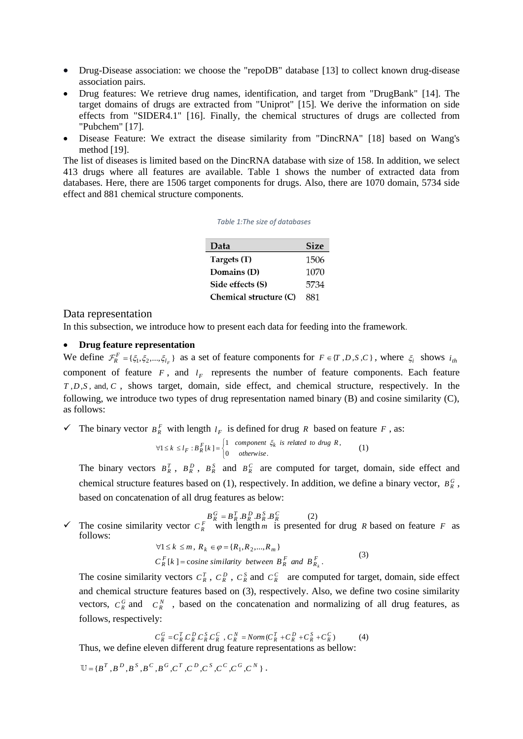- Drug-Disease association: we choose the "repoDB" database [13] to collect known drug-disease association pairs.
- Drug features: We retrieve drug names, identification, and target from "DrugBank" [14]. The target domains of drugs are extracted from "Uniprot" [15]. We derive the information on side effects from "SIDER4.1" [16]. Finally, the chemical structures of drugs are collected from "Pubchem" [17].
- Disease Feature: We extract the disease similarity from "DincRNA" [18] based on Wang's method [19].

The list of diseases is limited based on the DincRNA database with size of 158. In addition, we select 413 drugs where all features are available. Table 1 shows the number of extracted data from databases. Here, there are 1506 target components for drugs. Also, there are 1070 domain, 5734 side effect and 881 chemical structure components.

*Table 1:The size of databases*

| Data | Size |
|---|---|
| Targets (T) | 1506 |
| Domains (D) | 1070 |
| Side effects (S) | 5734 |
| Chemical structure (C) | 881 |

## Data representation

In this subsection, we introduce how to present each data for feeding into the framework.

- **Drug feature representation**

We define $\mathcal{F}_R^F = \{\xi_1, \xi_2, ..., \xi_{l_F}\}$ as a set of feature components for $F \in \{T, D, S, C\}$, where $\xi_i$ shows $i_{th}$ component of feature $F$, and $l_F$ represents the number of feature components. Each feature $T, D, S$, and, $C$, shows target, domain, side effect, and chemical structure, respectively. In the following, we introduce two types of drug representation named binary (B) and cosine similarity (C), as follows:

- ✓ The binary vector $B_R^F$ with length $l_F$ is defined for drug $R$ based on feature $F$, as:

$$\forall 1 \le k \le l_F : B_R^F[k] = \begin{cases} 1 & \text{component } \xi_k \text{ is related to drug } R, \\ 0 & \text{otherwise}. \end{cases} \quad (1)$$

  The binary vectors $B_R^T$, $B_R^D$, $B_R^S$ and $B_R^C$ are computed for target, domain, side effect and chemical structure features based on (1), respectively. In addition, we define a binary vector, $B_R^G$, based on concatenation of all drug features as below:

$$B_R^G = B_R^T.B_R^D.B_R^S.B_R^C \quad (2)$$

- ✓ The cosine similarity vector $C_R^F$ with length $m$ is presented for drug $R$ based on feature $F$ as follows:

$$\forall 1 \le k \le m,\ R_k \in \varphi = \{R_1, R_2, ..., R_m\}$$
$$C_R^F[k] = \text{cosine similarity between } B_R^F \text{ and } B_{R_k}^F. \quad (3)$$

  The cosine similarity vectors $C_R^T$, $C_R^D$, $C_R^S$ and $C_R^C$ are computed for target, domain, side effect and chemical structure features based on (3), respectively. Also, we define two cosine similarity vectors, $C_R^G$ and $C_R^N$, based on the concatenation and normalizing of all drug features, as follows, respectively:

$$C_R^G = C_R^T.C_R^D.C_R^S.C_R^C \ ,\ C_R^N = Norm(C_R^T + C_R^D + C_R^S + C_R^C) \quad (4)$$

  Thus, we define eleven different drug feature representations as bellow:

$$\mathbb{U} = \{B^T, B^D, B^S, B^C, B^G, C^T, C^D, C^S, C^C, C^G, C^N\}.$$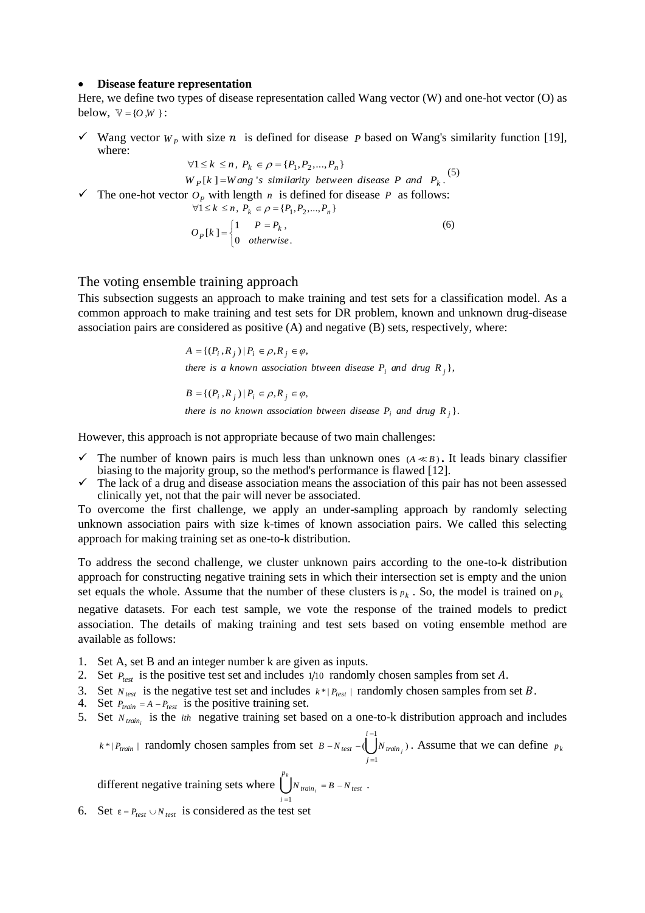- **Disease feature representation**

Here, we define two types of disease representation called Wang vector (W) and one-hot vector (O) as below, $\mathbb{V} = \{O, W\}$:

- ✓ Wang vector $W_P$ with size $n$ is defined for disease $P$ based on Wang's similarity function [19], where:

$$\forall 1 \le k \le n,\ P_k \in \rho = \{P_1, P_2, ..., P_n\}$$
$$W_P[k] = Wang\text{'s similarity between disease } P \text{ and } P_k. \quad (5)$$

- ✓ The one-hot vector $O_P$ with length $n$ is defined for disease $P$ as follows:

$$\forall 1 \le k \le n,\ P_k \in \rho = \{P_1, P_2, ..., P_n\}$$
$$O_P[k] = \begin{cases} 1 & P = P_k, \\ 0 & otherwise. \end{cases} \quad (6)$$

## The voting ensemble training approach

This subsection suggests an approach to make training and test sets for a classification model. As a common approach to make training and test sets for DR problem, known and unknown drug-disease association pairs are considered as positive (A) and negative (B) sets, respectively, where:

$$A = \{(P_i, R_j) \mid P_i \in \rho, R_j \in \varphi,$$
$$\text{there is a known association btween disease } P_i \text{ and drug } R_j\},$$

$$B = \{(P_i, R_j) \mid P_i \in \rho, R_j \in \varphi,$$
$$\text{there is no known association btween disease } P_i \text{ and drug } R_j\}.$$

However, this approach is not appropriate because of two main challenges:

- ✓ The number of known pairs is much less than unknown ones $(A \ll B)$**.** It leads binary classifier biasing to the majority group, so the method's performance is flawed [12].
- ✓ The lack of a drug and disease association means the association of this pair has not been assessed clinically yet, not that the pair will never be associated.

To overcome the first challenge, we apply an under-sampling approach by randomly selecting unknown association pairs with size k-times of known association pairs. We called this selecting approach for making training set as one-to-k distribution.

To address the second challenge, we cluster unknown pairs according to the one-to-k distribution approach for constructing negative training sets in which their intersection set is empty and the union set equals the whole. Assume that the number of these clusters is $p_k$. So, the model is trained on $p_k$ negative datasets. For each test sample, we vote the response of the trained models to predict association. The details of making training and test sets based on voting ensemble method are available as follows:

1. Set A, set B and an integer number k are given as inputs.
2. Set $P_{test}$ is the positive test set and includes $1/10$ randomly chosen samples from set $A$.
3. Set $N_{test}$ is the negative test set and includes $k * |P_{test}|$ randomly chosen samples from set $B$.
4. Set $P_{train} = A - P_{test}$ is the positive training set.
5. Set $N_{train_i}$ is the $ith$ negative training set based on a one-to-k distribution approach and includes $k * |P_{train}|$ randomly chosen samples from set $B - N_{test} - (\bigcup_{j=1}^{i-1} N_{train_j})$. Assume that we can define $p_k$ different negative training sets where $\bigcup_{i=1}^{p_k} N_{train_i} = B - N_{test}$.
6. Set $\varepsilon = P_{test} \cup N_{test}$ is considered as the test set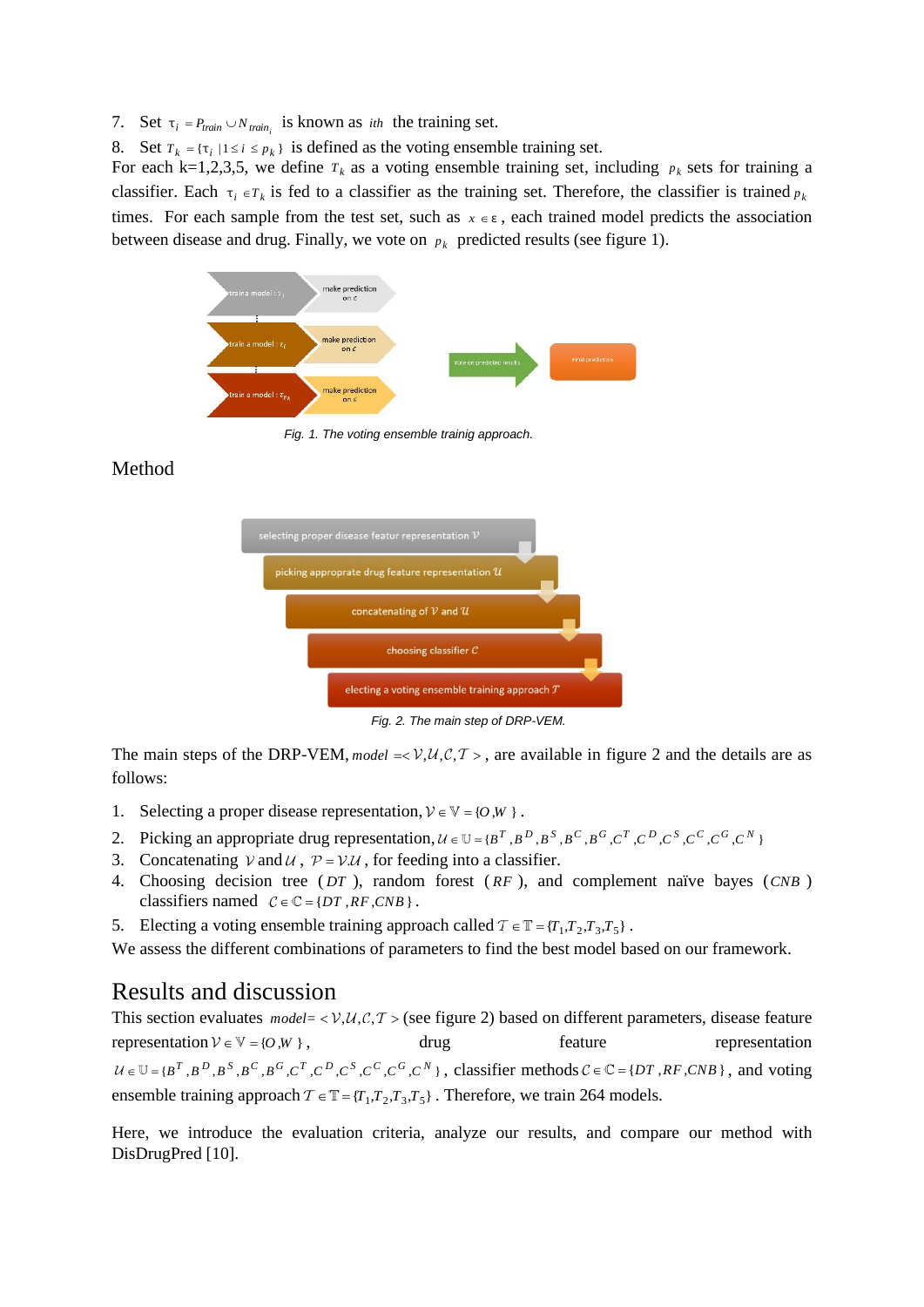7. Set $\tau_i = P_{train} \cup N_{train_i}$ is known as $ith$ the training set.
8. Set $T_k = \{\tau_i \mid 1 \le i \le p_k\}$ is defined as the voting ensemble training set.

For each k=1,2,3,5, we define $T_k$ as a voting ensemble training set, including $p_k$ sets for training a classifier. Each $\tau_i \in T_k$ is fed to a classifier as the training set. Therefore, the classifier is trained $p_k$ times. For each sample from the test set, such as $x \in \varepsilon$, each trained model predicts the association between disease and drug. Finally, we vote on $p_k$ predicted results (see figure 1).

Fig. 1. The voting ensemble trainig approach.

## Method

Fig. 2. The main step of DRP-VEM.

The main steps of the DRP-VEM, $model = < \mathcal{V}, \mathcal{U}, \mathcal{C}, \mathcal{T} >$, are available in figure 2 and the details are as follows:

1. Selecting a proper disease representation, $\mathcal{V} \in \mathbb{V} = \{O, W\}$.
2. Picking an appropriate drug representation, $\mathcal{U} \in \mathbb{U} = \{B^T, B^D, B^S, B^C, B^G, C^T, C^D, C^S, C^C, C^G, C^N\}$
3. Concatenating $\mathcal{V}$ and $\mathcal{U}$, $\mathcal{P} = \mathcal{V}.\mathcal{U}$, for feeding into a classifier.
4. Choosing decision tree ($DT$), random forest ($RF$), and complement naïve bayes ($CNB$) classifiers named $\mathcal{C} \in \mathbb{C} = \{DT, RF, CNB\}$.
5. Electing a voting ensemble training approach called $\mathcal{T} \in \mathbb{T} = \{T_1, T_2, T_3, T_5\}$.

We assess the different combinations of parameters to find the best model based on our framework.

## Results and discussion

This section evaluates $model = < \mathcal{V}, \mathcal{U}, \mathcal{C}, \mathcal{T} >$ (see figure 2) based on different parameters, disease feature representation $\mathcal{V} \in \mathbb{V} = \{O, W\}$, drug feature representation $\mathcal{U} \in \mathbb{U} = \{B^T, B^D, B^S, B^C, B^G, C^T, C^D, C^S, C^C, C^G, C^N\}$, classifier methods $\mathcal{C} \in \mathbb{C} = \{DT, RF, CNB\}$, and voting ensemble training approach $\mathcal{T} \in \mathbb{T} = \{T_1, T_2, T_3, T_5\}$. Therefore, we train 264 models.

Here, we introduce the evaluation criteria, analyze our results, and compare our method with DisDrugPred [10].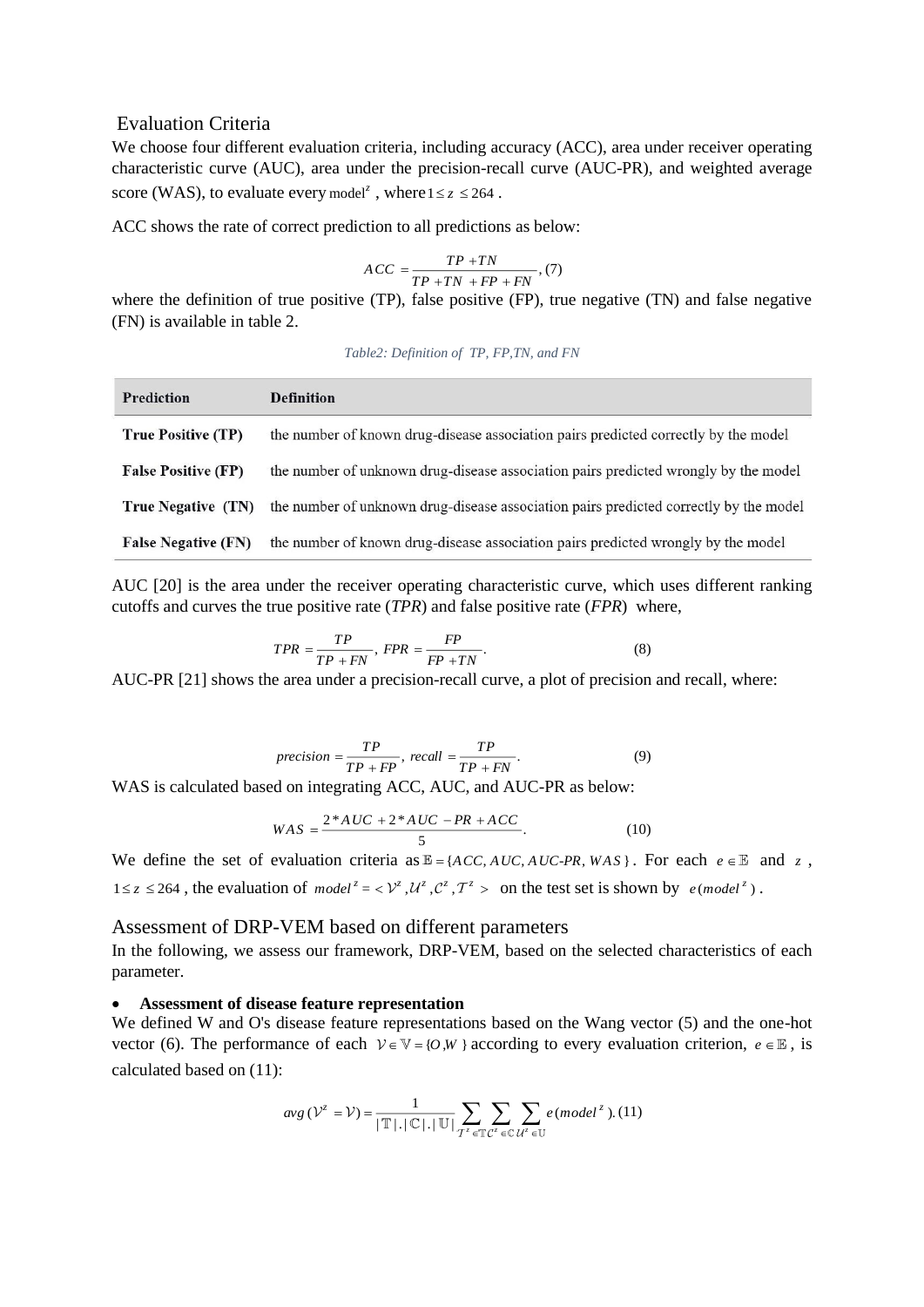## Evaluation Criteria

We choose four different evaluation criteria, including accuracy (ACC), area under receiver operating characteristic curve (AUC), area under the precision-recall curve (AUC-PR), and weighted average score (WAS), to evaluate every $model^z$, where $1 \le z \le 264$.

ACC shows the rate of correct prediction to all predictions as below:

$$ACC = \frac{TP + TN}{TP + TN + FP + FN}, (7)$$

where the definition of true positive (TP), false positive (FP), true negative (TN) and false negative (FN) is available in table 2.

*Table2: Definition of TP, FP,TN, and FN*

| Prediction | Definition |
|---|---|
| **True Positive (TP)** | the number of known drug-disease association pairs predicted correctly by the model |
| **False Positive (FP)** | the number of unknown drug-disease association pairs predicted wrongly by the model |
| **True Negative (TN)** | the number of unknown drug-disease association pairs predicted correctly by the model |
| **False Negative (FN)** | the number of known drug-disease association pairs predicted wrongly by the model |

AUC [20] is the area under the receiver operating characteristic curve, which uses different ranking cutoffs and curves the true positive rate (*TPR*) and false positive rate (*FPR*) where,

$$TPR = \frac{TP}{TP + FN}, \; FPR = \frac{FP}{FP + TN}. \qquad (8)$$

AUC-PR [21] shows the area under a precision-recall curve, a plot of precision and recall, where:

$$precision = \frac{TP}{TP + FP}, \; recall = \frac{TP}{TP + FN}. \qquad (9)$$

WAS is calculated based on integrating ACC, AUC, and AUC-PR as below:

$$WAS = \frac{2 * AUC + 2 * AUC - PR + ACC}{5}. \qquad (10)$$

We define the set of evaluation criteria as $\mathbb{E} = \{ACC, AUC, AUC\text{-}PR, WAS\}$. For each $e \in \mathbb{E}$ and $z$, $1 \le z \le 264$, the evaluation of $model^z = < \mathcal{V}^z, \mathcal{U}^z, \mathcal{C}^z, \mathcal{T}^z >$ on the test set is shown by $e(model^z)$.

## Assessment of DRP-VEM based on different parameters

In the following, we assess our framework, DRP-VEM, based on the selected characteristics of each parameter.

- **Assessment of disease feature representation**

We defined W and O's disease feature representations based on the Wang vector (5) and the one-hot vector (6). The performance of each $\mathcal{V} \in \mathbb{V} = \{O, W\}$ according to every evaluation criterion, $e \in \mathbb{E}$, is calculated based on (11):

$$avg(\mathcal{V}^z = \mathcal{V}) = \frac{1}{|\mathbb{T}|.|\mathbb{C}|.|\mathbb{U}|} \sum_{\mathcal{T}^z \in \mathbb{T}} \sum_{\mathcal{C}^z \in \mathbb{C}} \sum_{\mathcal{U}^z \in \mathbb{U}} e(model^z). (11)$$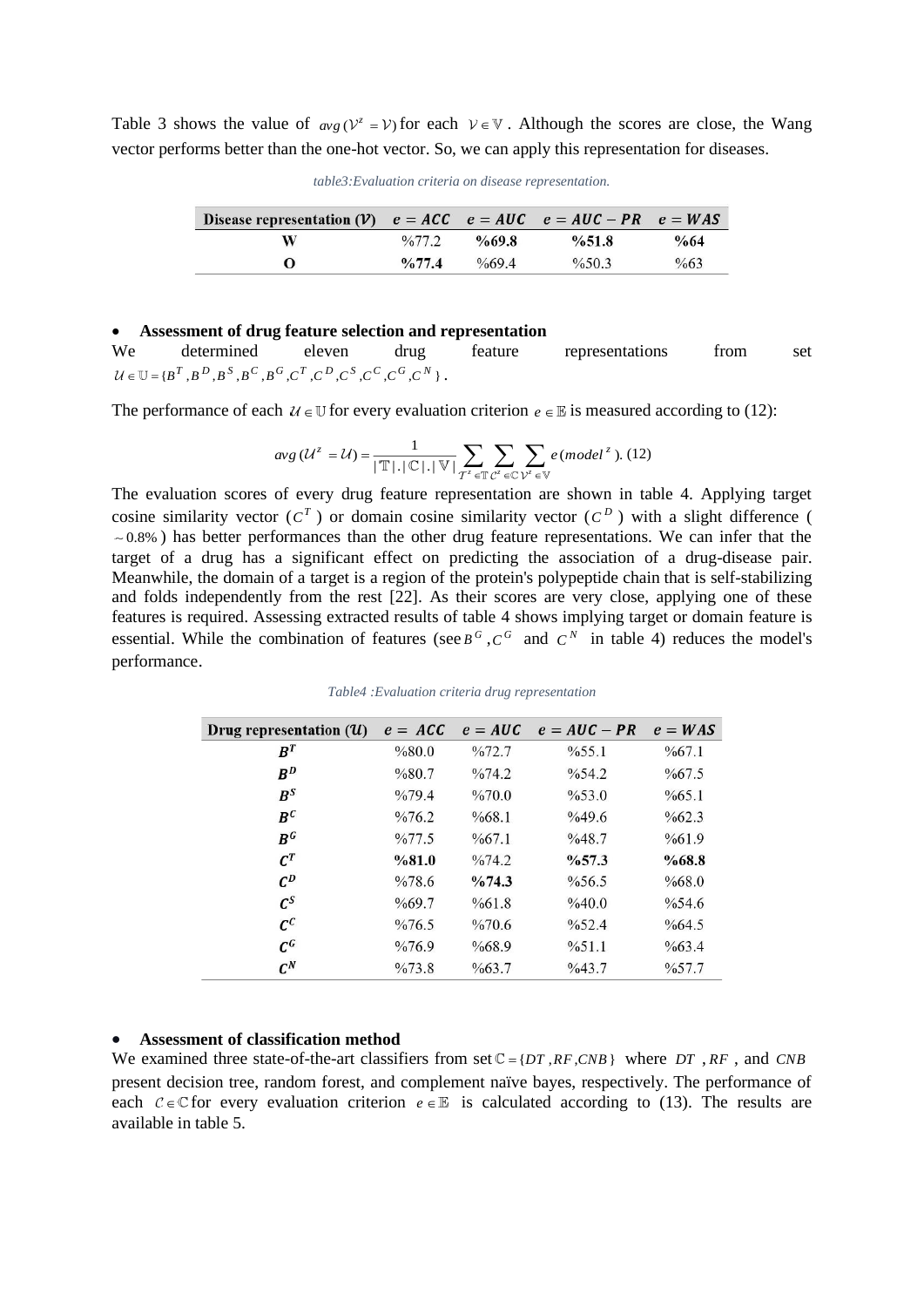Table 3 shows the value of $avg(\mathcal{V}^z = \mathcal{V})$ for each $\mathcal{V} \in \mathbb{V}$. Although the scores are close, the Wang vector performs better than the one-hot vector. So, we can apply this representation for diseases.

*table3:Evaluation criteria on disease representation.*

| Disease representation ($\mathcal{V}$) | $e = ACC$ | $e = AUC$ | $e = AUC-PR$ | $e = WAS$ |
|---|---|---|---|---|
| **W** | %77.2 | **%69.8** | **%51.8** | **%64** |
| **O** | **%77.4** | %69.4 | %50.3 | %63 |

- **Assessment of drug feature selection and representation**

We determined eleven drug feature representations from set $\mathcal{U} \in \mathbb{U} = \{B^T, B^D, B^S, B^C, B^G, C^T, C^D, C^S, C^C, C^G, C^N\}$.

The performance of each $\mathcal{U} \in \mathbb{U}$ for every evaluation criterion $e \in \mathbb{E}$ is measured according to (12):

$$avg(\mathcal{U}^z = \mathcal{U}) = \frac{1}{|\mathbb{T}|.|\mathbb{C}|.|\mathbb{V}|} \sum_{\mathcal{T}^z \in \mathbb{T}} \sum_{\mathcal{C}^z \in \mathbb{C}} \sum_{\mathcal{V}^z \in \mathbb{V}} e(model^z). \quad (12)$$

The evaluation scores of every drug feature representation are shown in table 4. Applying target cosine similarity vector ($C^T$) or domain cosine similarity vector ($C^D$) with a slight difference ($\sim 0.8\%$) has better performances than the other drug feature representations. We can infer that the target of a drug has a significant effect on predicting the association of a drug-disease pair. Meanwhile, the domain of a target is a region of the protein's polypeptide chain that is self-stabilizing and folds independently from the rest [22]. As their scores are very close, applying one of these features is required. Assessing extracted results of table 4 shows implying target or domain feature is essential. While the combination of features (see $B^G$, $C^G$ and $C^N$ in table 4) reduces the model's performance.

*Table4 :Evaluation criteria drug representation*

| Drug representation ($\mathcal{U}$) | $e = ACC$ | $e = AUC$ | $e = AUC-PR$ | $e = WAS$ |
|---|---|---|---|---|
| $B^T$ | %80.0 | %72.7 | %55.1 | %67.1 |
| $B^D$ | %80.7 | %74.2 | %54.2 | %67.5 |
| $B^S$ | %79.4 | %70.0 | %53.0 | %65.1 |
| $B^C$ | %76.2 | %68.1 | %49.6 | %62.3 |
| $B^G$ | %77.5 | %67.1 | %48.7 | %61.9 |
| $C^T$ | **%81.0** | %74.2 | **%57.3** | **%68.8** |
| $C^D$ | %78.6 | **%74.3** | %56.5 | %68.0 |
| $C^S$ | %69.7 | %61.8 | %40.0 | %54.6 |
| $C^C$ | %76.5 | %70.6 | %52.4 | %64.5 |
| $C^G$ | %76.9 | %68.9 | %51.1 | %63.4 |
| $C^N$ | %73.8 | %63.7 | %43.7 | %57.7 |

- **Assessment of classification method**

We examined three state-of-the-art classifiers from set $\mathbb{C} = \{DT, RF, CNB\}$ where $DT$, $RF$, and $CNB$ present decision tree, random forest, and complement naïve bayes, respectively. The performance of each $\mathcal{C} \in \mathbb{C}$ for every evaluation criterion $e \in \mathbb{E}$ is calculated according to (13). The results are available in table 5.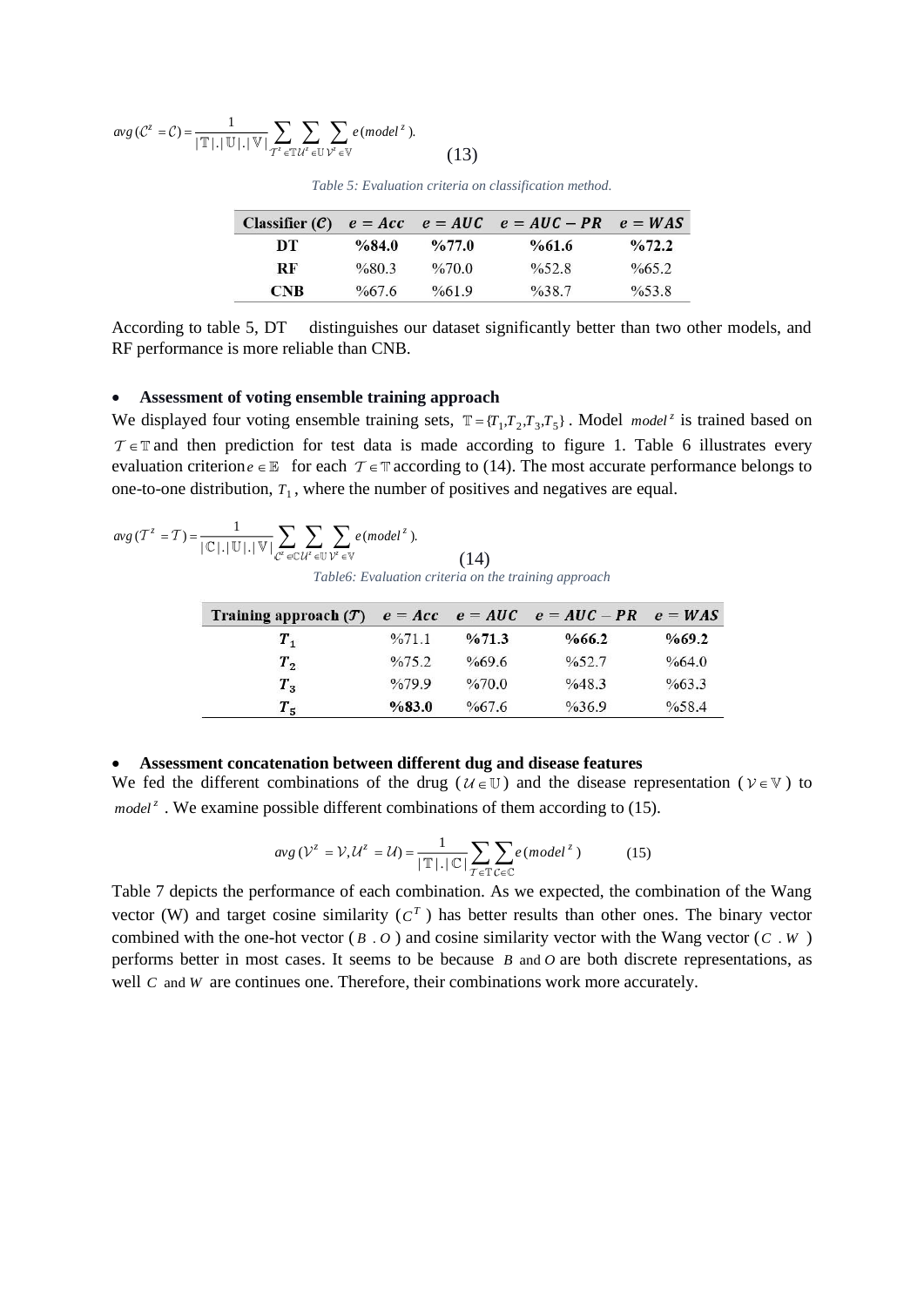$$avg(\mathcal{C}^z = \mathcal{C}) = \frac{1}{|\mathbb{T}|.|\mathbb{U}|.|\mathbb{V}|} \sum_{\mathcal{T}^z \in \mathbb{T}} \sum_{\mathcal{U}^z \in \mathbb{U}} \sum_{\mathcal{V}^z \in \mathbb{V}} e(model^z). \tag{13}$$

*Table 5: Evaluation criteria on classification method.*

| Classifier ($\mathcal{C}$) | $e = Acc$ | $e = AUC$ | $e = AUC - PR$ | $e = WAS$ |
|---|---|---|---|---|
| **DT** | **%84.0** | **%77.0** | **%61.6** | **%72.2** |
| **RF** | %80.3 | %70.0 | %52.8 | %65.2 |
| **CNB** | %67.6 | %61.9 | %38.7 | %53.8 |

According to table 5, DT distinguishes our dataset significantly better than two other models, and RF performance is more reliable than CNB.

- **Assessment of voting ensemble training approach**

We displayed four voting ensemble training sets, $\mathbb{T} = \{T_1, T_2, T_3, T_5\}$. Model $model^z$ is trained based on $\mathcal{T} \in \mathbb{T}$ and then prediction for test data is made according to figure 1. Table 6 illustrates every evaluation criterion $e \in \mathbb{E}$ for each $\mathcal{T} \in \mathbb{T}$ according to (14). The most accurate performance belongs to one-to-one distribution, $T_1$, where the number of positives and negatives are equal.

$$avg(\mathcal{T}^z = \mathcal{T}) = \frac{1}{|\mathbb{C}|.|\mathbb{U}|.|\mathbb{V}|} \sum_{\mathcal{C}^z \in \mathbb{C}} \sum_{\mathcal{U}^z \in \mathbb{U}} \sum_{\mathcal{V}^z \in \mathbb{V}} e(model^z). \tag{14}$$

*Table6: Evaluation criteria on the training approach*

| Training approach ($\mathcal{T}$) | $e = Acc$ | $e = AUC$ | $e = AUC - PR$ | $e = WAS$ |
|---|---|---|---|---|
| $T_1$ | %71.1 | **%71.3** | **%66.2** | **%69.2** |
| $T_2$ | %75.2 | %69.6 | %52.7 | %64.0 |
| $T_3$ | %79.9 | %70.0 | %48.3 | %63.3 |
| $T_5$ | **%83.0** | %67.6 | %36.9 | %58.4 |

- **Assessment concatenation between different dug and disease features**

We fed the different combinations of the drug ($\mathcal{U} \in \mathbb{U}$) and the disease representation ($\mathcal{V} \in \mathbb{V}$) to $model^z$. We examine possible different combinations of them according to (15).

$$avg(\mathcal{V}^z = \mathcal{V}, \mathcal{U}^z = \mathcal{U}) = \frac{1}{|\mathbb{T}|.|\mathbb{C}|} \sum_{\mathcal{T} \in \mathbb{T}} \sum_{\mathcal{C} \in \mathbb{C}} e(model^z) \tag{15}$$

Table 7 depicts the performance of each combination. As we expected, the combination of the Wang vector (W) and target cosine similarity ($C^T$) has better results than other ones. The binary vector combined with the one-hot vector ($B\ .\ O$) and cosine similarity vector with the Wang vector ($C\ .\ W$) performs better in most cases. It seems to be because $B$ and $O$ are both discrete representations, as well $C$ and $W$ are continues one. Therefore, their combinations work more accurately.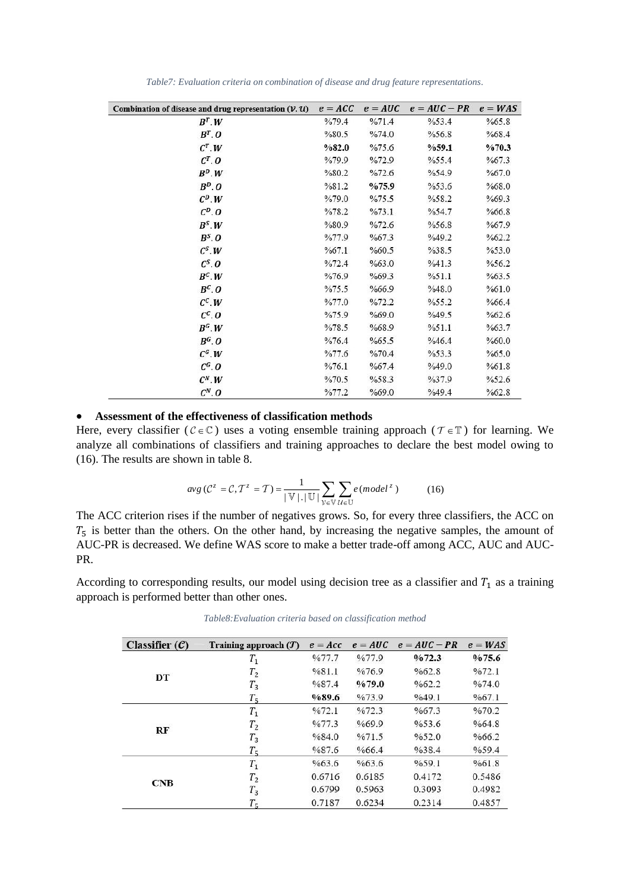*Table7: Evaluation criteria on combination of disease and drug feature representations.*

| Combination of disease and drug representation ($\mathcal{V}.\mathcal{U}$) | $e = ACC$ | $e = AUC$ | $e = AUC - PR$ | $e = WAS$ |
|---|---|---|---|---|
| $B^T.W$ | %79.4 | %71.4 | %53.4 | %65.8 |
| $B^T.O$ | %80.5 | %74.0 | %56.8 | %68.4 |
| $C^T.W$ | **%82.0** | %75.6 | **%59.1** | **%70.3** |
| $C^T.O$ | %79.9 | %72.9 | %55.4 | %67.3 |
| $B^D.W$ | %80.2 | %72.6 | %54.9 | %67.0 |
| $B^D.O$ | %81.2 | **%75.9** | %53.6 | %68.0 |
| $C^D.W$ | %79.0 | %75.5 | %58.2 | %69.3 |
| $C^D.O$ | %78.2 | %73.1 | %54.7 | %66.8 |
| $B^S.W$ | %80.9 | %72.6 | %56.8 | %67.9 |
| $B^S.O$ | %77.9 | %67.3 | %49.2 | %62.2 |
| $C^S.W$ | %67.1 | %60.5 | %38.5 | %53.0 |
| $C^S.O$ | %72.4 | %63.0 | %41.3 | %56.2 |
| $B^C.W$ | %76.9 | %69.3 | %51.1 | %63.5 |
| $B^C.O$ | %75.5 | %66.9 | %48.0 | %61.0 |
| $C^C.W$ | %77.0 | %72.2 | %55.2 | %66.4 |
| $C^C.O$ | %75.9 | %69.0 | %49.5 | %62.6 |
| $B^G.W$ | %78.5 | %68.9 | %51.1 | %63.7 |
| $B^G.O$ | %76.4 | %65.5 | %46.4 | %60.0 |
| $C^G.W$ | %77.6 | %70.4 | %53.3 | %65.0 |
| $C^G.O$ | %76.1 | %67.4 | %49.0 | %61.8 |
| $C^N.W$ | %70.5 | %58.3 | %37.9 | %52.6 |
| $C^N.O$ | %77.2 | %69.0 | %49.4 | %62.8 |

- **Assessment of the effectiveness of classification methods**

Here, every classifier ($\mathcal{C} \in \mathbb{C}$) uses a voting ensemble training approach ($\mathcal{T} \in \mathbb{T}$) for learning. We analyze all combinations of classifiers and training approaches to declare the best model owing to (16). The results are shown in table 8.

$$avg(\mathcal{C}^z = \mathcal{C}, \mathcal{T}^z = \mathcal{T}) = \frac{1}{|\mathbb{V}|.|\mathbb{U}|} \sum_{\mathcal{V} \in \mathbb{V}} \sum_{\mathcal{U} \in \mathbb{U}} e(model^z) \qquad (16)$$

The ACC criterion rises if the number of negatives grows. So, for every three classifiers, the ACC on $T_5$ is better than the others. On the other hand, by increasing the negative samples, the amount of AUC-PR is decreased. We define WAS score to make a better trade-off among ACC, AUC and AUC-PR.

According to corresponding results, our model using decision tree as a classifier and $T_1$ as a training approach is performed better than other ones.

*Table8:Evaluation criteria based on classification method*

| Classifier ($\mathcal{C}$) | Training approach ($\mathcal{T}$) | $e = Acc$ | $e = AUC$ | $e = AUC - PR$ | $e = WAS$ |
|---|---|---|---|---|---|
| DT | $T_1$ | %77.7 | %77.9 | **%72.3** | **%75.6** |
| | $T_2$ | %81.1 | %76.9 | %62.8 | %72.1 |
| | $T_3$ | %87.4 | **%79.0** | %62.2 | %74.0 |
| | $T_5$ | **%89.6** | %73.9 | %49.1 | %67.1 |
| RF | $T_1$ | %72.1 | %72.3 | %67.3 | %70.2 |
| | $T_2$ | %77.3 | %69.9 | %53.6 | %64.8 |
| | $T_3$ | %84.0 | %71.5 | %52.0 | %66.2 |
| | $T_5$ | %87.6 | %66.4 | %38.4 | %59.4 |
| CNB | $T_1$ | %63.6 | %63.6 | %59.1 | %61.8 |
| | $T_2$ | 0.6716 | 0.6185 | 0.4172 | 0.5486 |
| | $T_3$ | 0.6799 | 0.5963 | 0.3093 | 0.4982 |
| | $T_5$ | 0.7187 | 0.6234 | 0.2314 | 0.4857 |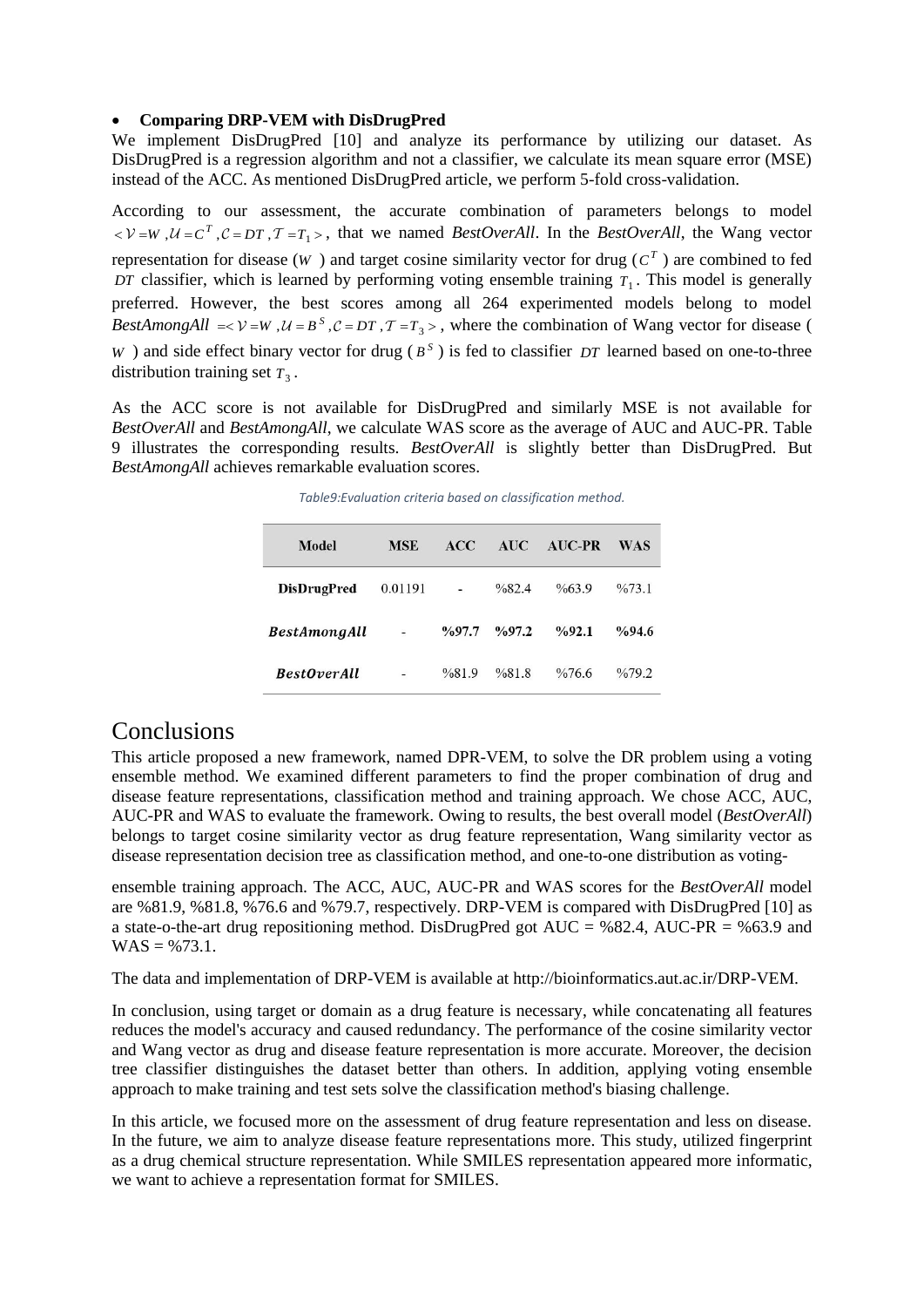- **Comparing DRP-VEM with DisDrugPred**

We implement DisDrugPred [10] and analyze its performance by utilizing our dataset. As DisDrugPred is a regression algorithm and not a classifier, we calculate its mean square error (MSE) instead of the ACC. As mentioned DisDrugPred article, we perform 5-fold cross-validation.

According to our assessment, the accurate combination of parameters belongs to model $<\mathcal{V}=W, \mathcal{U}=C^T, \mathcal{C}=DT, \mathcal{T}=T_1>$, that we named *BestOverAll*. In the *BestOverAll*, the Wang vector representation for disease ($W$) and target cosine similarity vector for drug ($C^T$) are combined to fed $DT$ classifier, which is learned by performing voting ensemble training $T_1$. This model is generally preferred. However, the best scores among all 264 experimented models belong to model *BestAmongAll* $=<\mathcal{V}=W, \mathcal{U}=B^S, \mathcal{C}=DT, \mathcal{T}=T_3>$, where the combination of Wang vector for disease ($W$) and side effect binary vector for drug ($B^S$) is fed to classifier $DT$ learned based on one-to-three distribution training set $T_3$.

As the ACC score is not available for DisDrugPred and similarly MSE is not available for *BestOverAll* and *BestAmongAll*, we calculate WAS score as the average of AUC and AUC-PR. Table 9 illustrates the corresponding results. *BestOverAll* is slightly better than DisDrugPred. But *BestAmongAll* achieves remarkable evaluation scores.

*Table9:Evaluation criteria based on classification method.*

| Model | MSE | ACC | AUC | AUC-PR | WAS |
|---|---|---|---|---|---|
| **DisDrugPred** | 0.01191 | - | %82.4 | %63.9 | %73.1 |
| ***BestAmongAll*** | - | **%97.7** | **%97.2** | **%92.1** | **%94.6** |
| ***BestOverAll*** | - | %81.9 | %81.8 | %76.6 | %79.2 |

# Conclusions

This article proposed a new framework, named DPR-VEM, to solve the DR problem using a voting ensemble method. We examined different parameters to find the proper combination of drug and disease feature representations, classification method and training approach. We chose ACC, AUC, AUC-PR and WAS to evaluate the framework. Owing to results, the best overall model (*BestOverAll*) belongs to target cosine similarity vector as drug feature representation, Wang similarity vector as disease representation decision tree as classification method, and one-to-one distribution as voting-ensemble training approach. The ACC, AUC, AUC-PR and WAS scores for the *BestOverAll* model are %81.9, %81.8, %76.6 and %79.7, respectively. DRP-VEM is compared with DisDrugPred [10] as a state-o-the-art drug repositioning method. DisDrugPred got AUC = %82.4, AUC-PR = %63.9 and WAS = %73.1.

The data and implementation of DRP-VEM is available at http://bioinformatics.aut.ac.ir/DRP-VEM.

In conclusion, using target or domain as a drug feature is necessary, while concatenating all features reduces the model's accuracy and caused redundancy. The performance of the cosine similarity vector and Wang vector as drug and disease feature representation is more accurate. Moreover, the decision tree classifier distinguishes the dataset better than others. In addition, applying voting ensemble approach to make training and test sets solve the classification method's biasing challenge.

In this article, we focused more on the assessment of drug feature representation and less on disease. In the future, we aim to analyze disease feature representations more. This study, utilized fingerprint as a drug chemical structure representation. While SMILES representation appeared more informatic, we want to achieve a representation format for SMILES.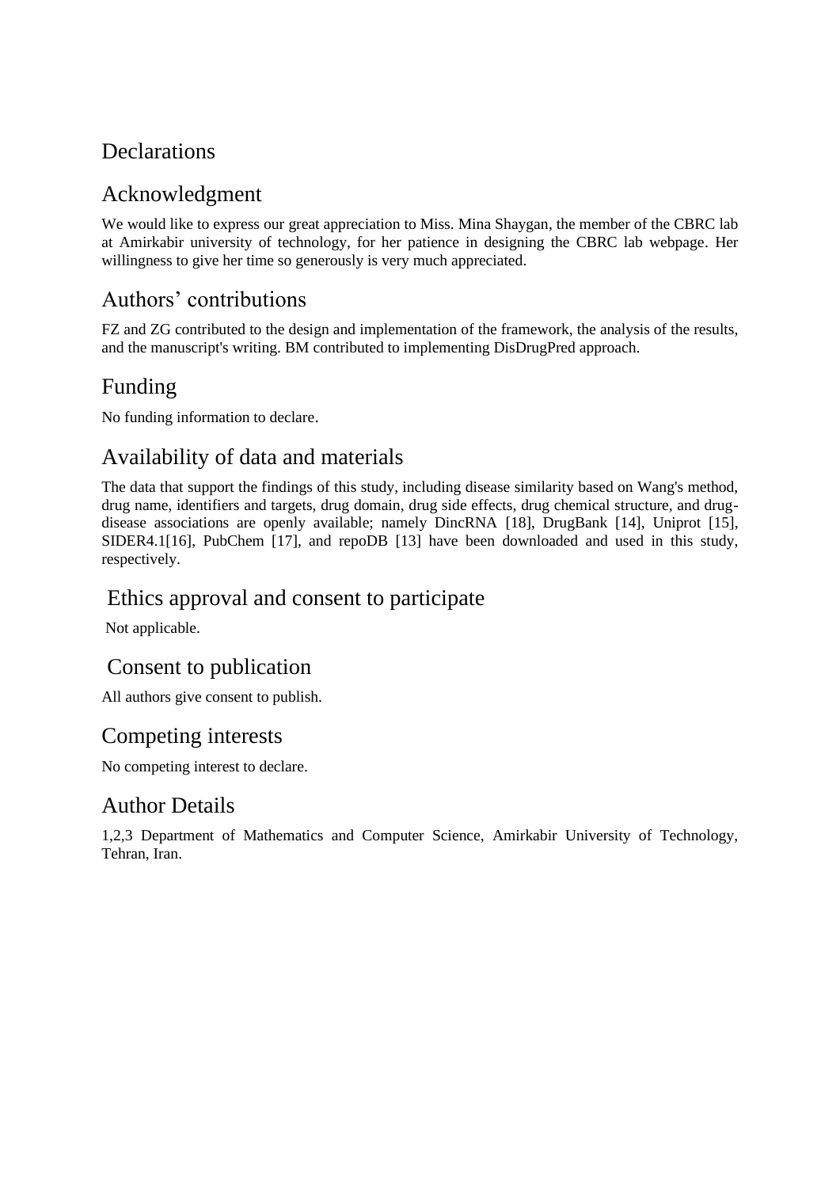# Declarations

## Acknowledgment

We would like to express our great appreciation to Miss. Mina Shaygan, the member of the CBRC lab at Amirkabir university of technology, for her patience in designing the CBRC lab webpage. Her willingness to give her time so generously is very much appreciated.

## Authors' contributions

FZ and ZG contributed to the design and implementation of the framework, the analysis of the results, and the manuscript's writing. BM contributed to implementing DisDrugPred approach.

## Funding

No funding information to declare.

## Availability of data and materials

The data that support the findings of this study, including disease similarity based on Wang's method, drug name, identifiers and targets, drug domain, drug side effects, drug chemical structure, and drug-disease associations are openly available; namely DincRNA [18], DrugBank [14], Uniprot [15], SIDER4.1[16], PubChem [17], and repoDB [13] have been downloaded and used in this study, respectively.

## Ethics approval and consent to participate

Not applicable.

## Consent to publication

All authors give consent to publish.

## Competing interests

No competing interest to declare.

## Author Details

1,2,3 Department of Mathematics and Computer Science, Amirkabir University of Technology, Tehran, Iran.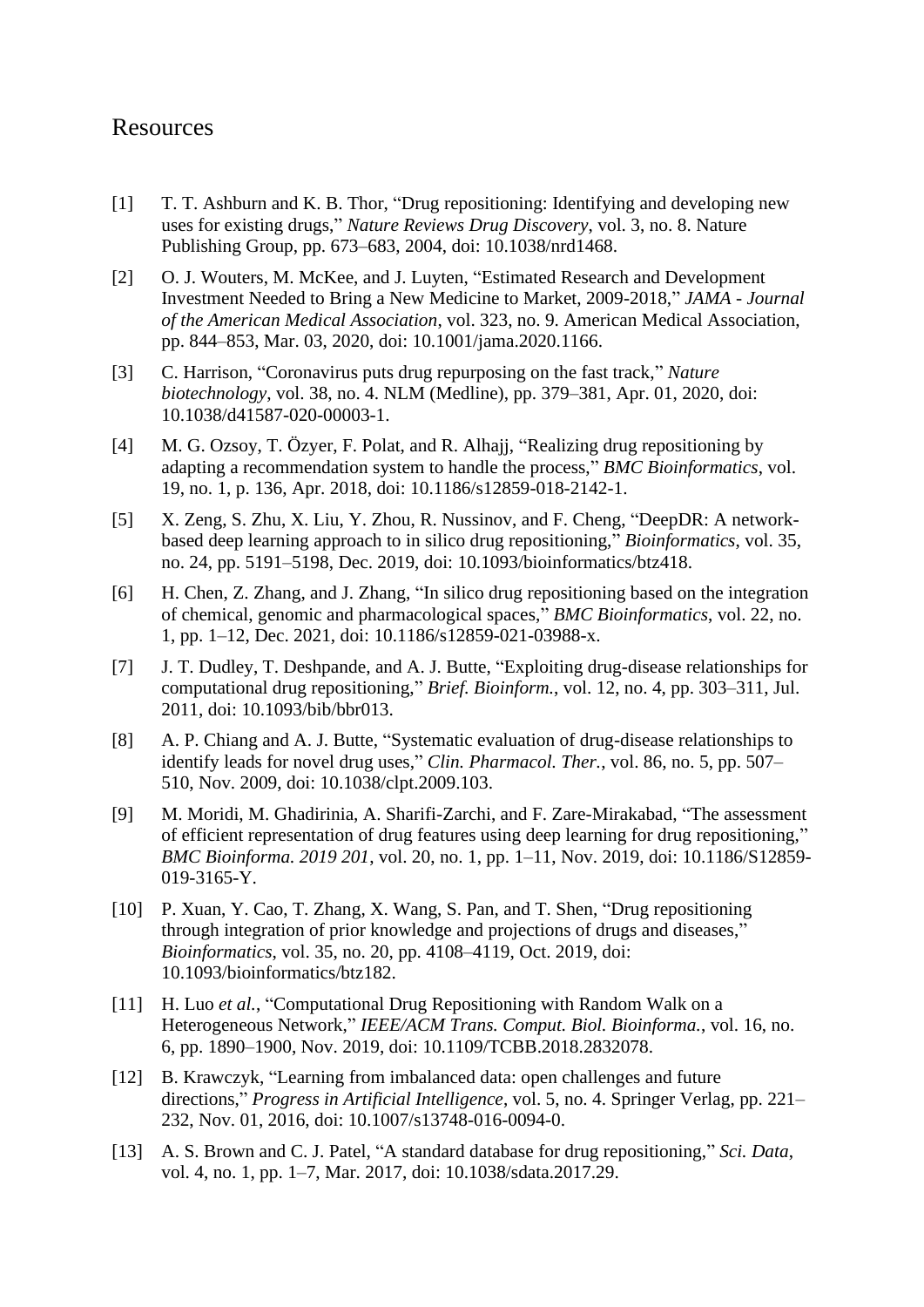## Resources

[1] T. T. Ashburn and K. B. Thor, “Drug repositioning: Identifying and developing new uses for existing drugs,” *Nature Reviews Drug Discovery*, vol. 3, no. 8. Nature Publishing Group, pp. 673–683, 2004, doi: 10.1038/nrd1468.

[2] O. J. Wouters, M. McKee, and J. Luyten, “Estimated Research and Development Investment Needed to Bring a New Medicine to Market, 2009-2018,” *JAMA - Journal of the American Medical Association*, vol. 323, no. 9. American Medical Association, pp. 844–853, Mar. 03, 2020, doi: 10.1001/jama.2020.1166.

[3] C. Harrison, “Coronavirus puts drug repurposing on the fast track,” *Nature biotechnology*, vol. 38, no. 4. NLM (Medline), pp. 379–381, Apr. 01, 2020, doi: 10.1038/d41587-020-00003-1.

[4] M. G. Ozsoy, T. Özyer, F. Polat, and R. Alhajj, “Realizing drug repositioning by adapting a recommendation system to handle the process,” *BMC Bioinformatics*, vol. 19, no. 1, p. 136, Apr. 2018, doi: 10.1186/s12859-018-2142-1.

[5] X. Zeng, S. Zhu, X. Liu, Y. Zhou, R. Nussinov, and F. Cheng, “DeepDR: A network-based deep learning approach to in silico drug repositioning,” *Bioinformatics*, vol. 35, no. 24, pp. 5191–5198, Dec. 2019, doi: 10.1093/bioinformatics/btz418.

[6] H. Chen, Z. Zhang, and J. Zhang, “In silico drug repositioning based on the integration of chemical, genomic and pharmacological spaces,” *BMC Bioinformatics*, vol. 22, no. 1, pp. 1–12, Dec. 2021, doi: 10.1186/s12859-021-03988-x.

[7] J. T. Dudley, T. Deshpande, and A. J. Butte, “Exploiting drug-disease relationships for computational drug repositioning,” *Brief. Bioinform.*, vol. 12, no. 4, pp. 303–311, Jul. 2011, doi: 10.1093/bib/bbr013.

[8] A. P. Chiang and A. J. Butte, “Systematic evaluation of drug-disease relationships to identify leads for novel drug uses,” *Clin. Pharmacol. Ther.*, vol. 86, no. 5, pp. 507–510, Nov. 2009, doi: 10.1038/clpt.2009.103.

[9] M. Moridi, M. Ghadirinia, A. Sharifi-Zarchi, and F. Zare-Mirakabad, “The assessment of efficient representation of drug features using deep learning for drug repositioning,” *BMC Bioinforma. 2019 201*, vol. 20, no. 1, pp. 1–11, Nov. 2019, doi: 10.1186/S12859-019-3165-Y.

[10] P. Xuan, Y. Cao, T. Zhang, X. Wang, S. Pan, and T. Shen, “Drug repositioning through integration of prior knowledge and projections of drugs and diseases,” *Bioinformatics*, vol. 35, no. 20, pp. 4108–4119, Oct. 2019, doi: 10.1093/bioinformatics/btz182.

[11] H. Luo *et al.*, “Computational Drug Repositioning with Random Walk on a Heterogeneous Network,” *IEEE/ACM Trans. Comput. Biol. Bioinforma.*, vol. 16, no. 6, pp. 1890–1900, Nov. 2019, doi: 10.1109/TCBB.2018.2832078.

[12] B. Krawczyk, “Learning from imbalanced data: open challenges and future directions,” *Progress in Artificial Intelligence*, vol. 5, no. 4. Springer Verlag, pp. 221–232, Nov. 01, 2016, doi: 10.1007/s13748-016-0094-0.

[13] A. S. Brown and C. J. Patel, “A standard database for drug repositioning,” *Sci. Data*, vol. 4, no. 1, pp. 1–7, Mar. 2017, doi: 10.1038/sdata.2017.29.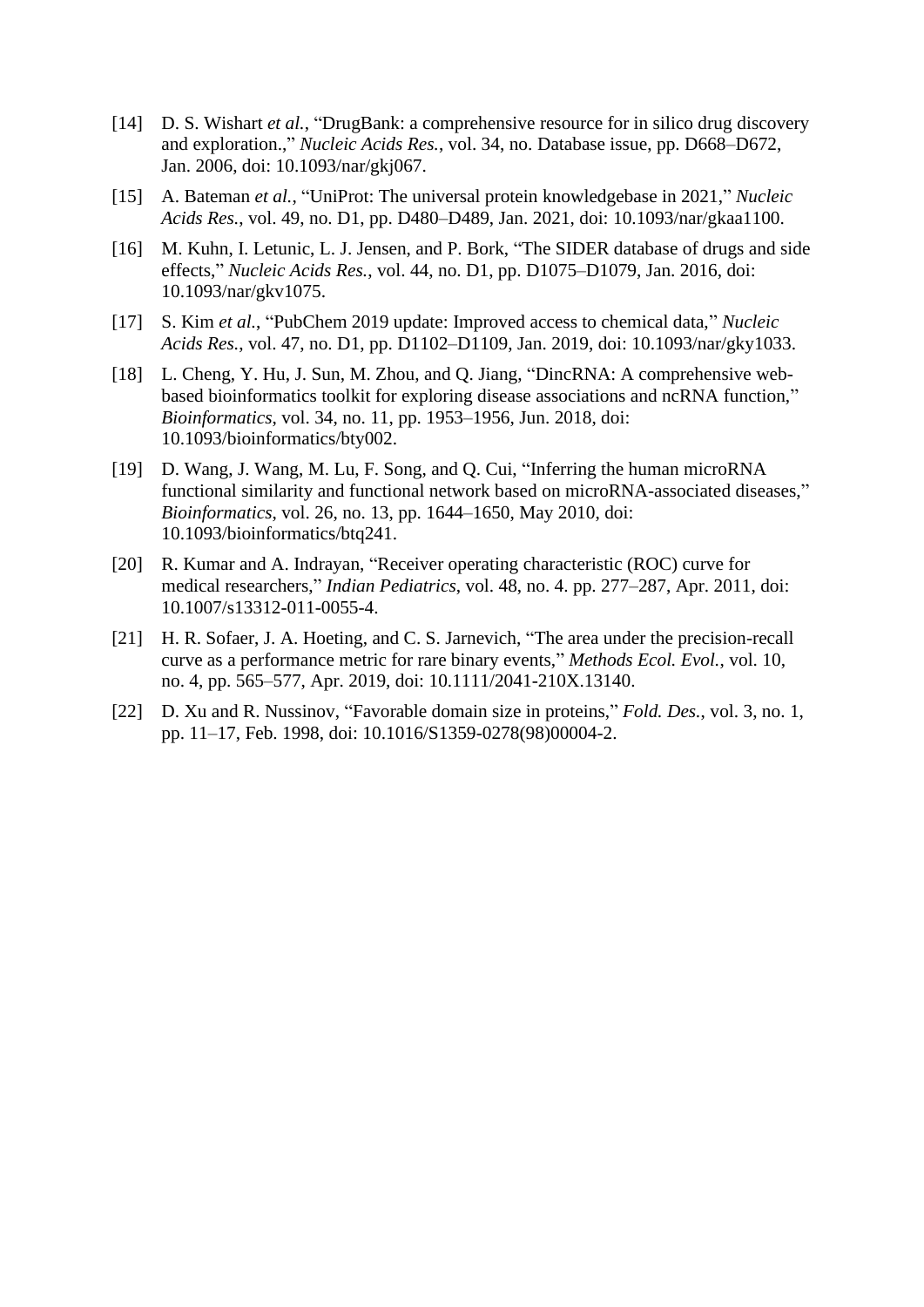[14] D. S. Wishart *et al.*, "DrugBank: a comprehensive resource for in silico drug discovery and exploration.," *Nucleic Acids Res.*, vol. 34, no. Database issue, pp. D668–D672, Jan. 2006, doi: 10.1093/nar/gkj067.

[15] A. Bateman *et al.*, "UniProt: The universal protein knowledgebase in 2021," *Nucleic Acids Res.*, vol. 49, no. D1, pp. D480–D489, Jan. 2021, doi: 10.1093/nar/gkaa1100.

[16] M. Kuhn, I. Letunic, L. J. Jensen, and P. Bork, "The SIDER database of drugs and side effects," *Nucleic Acids Res.*, vol. 44, no. D1, pp. D1075–D1079, Jan. 2016, doi: 10.1093/nar/gkv1075.

[17] S. Kim *et al.*, "PubChem 2019 update: Improved access to chemical data," *Nucleic Acids Res.*, vol. 47, no. D1, pp. D1102–D1109, Jan. 2019, doi: 10.1093/nar/gky1033.

[18] L. Cheng, Y. Hu, J. Sun, M. Zhou, and Q. Jiang, "DincRNA: A comprehensive web-based bioinformatics toolkit for exploring disease associations and ncRNA function," *Bioinformatics*, vol. 34, no. 11, pp. 1953–1956, Jun. 2018, doi: 10.1093/bioinformatics/bty002.

[19] D. Wang, J. Wang, M. Lu, F. Song, and Q. Cui, "Inferring the human microRNA functional similarity and functional network based on microRNA-associated diseases," *Bioinformatics*, vol. 26, no. 13, pp. 1644–1650, May 2010, doi: 10.1093/bioinformatics/btq241.

[20] R. Kumar and A. Indrayan, "Receiver operating characteristic (ROC) curve for medical researchers," *Indian Pediatrics*, vol. 48, no. 4. pp. 277–287, Apr. 2011, doi: 10.1007/s13312-011-0055-4.

[21] H. R. Sofaer, J. A. Hoeting, and C. S. Jarnevich, "The area under the precision-recall curve as a performance metric for rare binary events," *Methods Ecol. Evol.*, vol. 10, no. 4, pp. 565–577, Apr. 2019, doi: 10.1111/2041-210X.13140.

[22] D. Xu and R. Nussinov, "Favorable domain size in proteins," *Fold. Des.*, vol. 3, no. 1, pp. 11–17, Feb. 1998, doi: 10.1016/S1359-0278(98)00004-2.